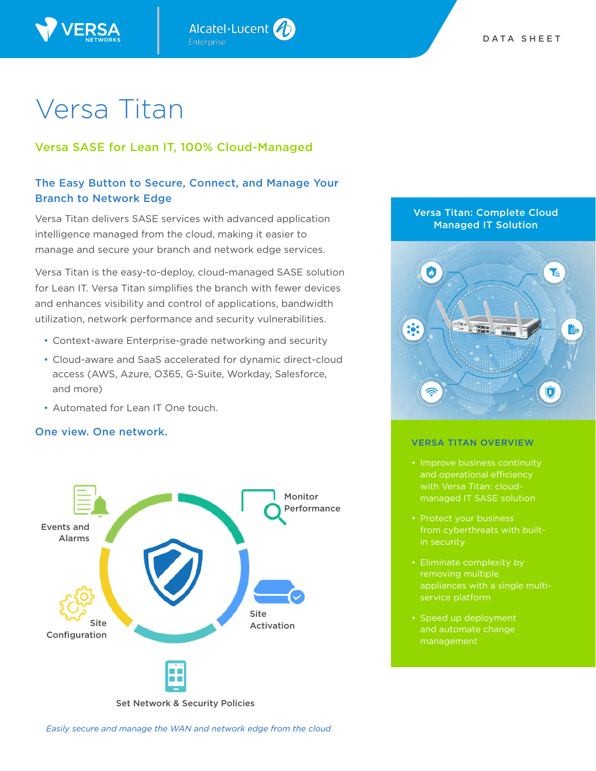DATA SHEET

# Versa Titan

### Versa SASE for Lean IT, 100% Cloud-Managed

## The Easy Button to Secure, Connect, and Manage Your Branch to Network Edge

Versa Titan delivers SASE services with advanced application intelligence managed from the cloud, making it easier to manage and secure your branch and network edge services.

Versa Titan is the easy-to-deploy, cloud-managed SASE solution for Lean IT. Versa Titan simplifies the branch with fewer devices and enhances visibility and control of applications, bandwidth utilization, network performance and security vulnerabilities.

- Context-aware Enterprise-grade networking and security
- Cloud-aware and SaaS accelerated for dynamic direct-cloud access (AWS, Azure, O365, G-Suite, Workday, Salesforce, and more)
- Automated for Lean IT One touch.

### One view. One network.

Monitor Performance

Site Activation

Set Network & Security Policies

Site Configuration

Events and Alarms

*Easily secure and manage the WAN and network edge from the cloud*

### Versa Titan: Complete Cloud Managed IT Solution

### VERSA TITAN OVERVIEW

- Improve business continuity and operational efficiency with Versa Titan: cloud-managed IT SASE solution
- Protect your business from cyberthreats with built-in security
- Eliminate complexity by removing multiple appliances with a single multi-service platform
- Speed up deployment and automate change management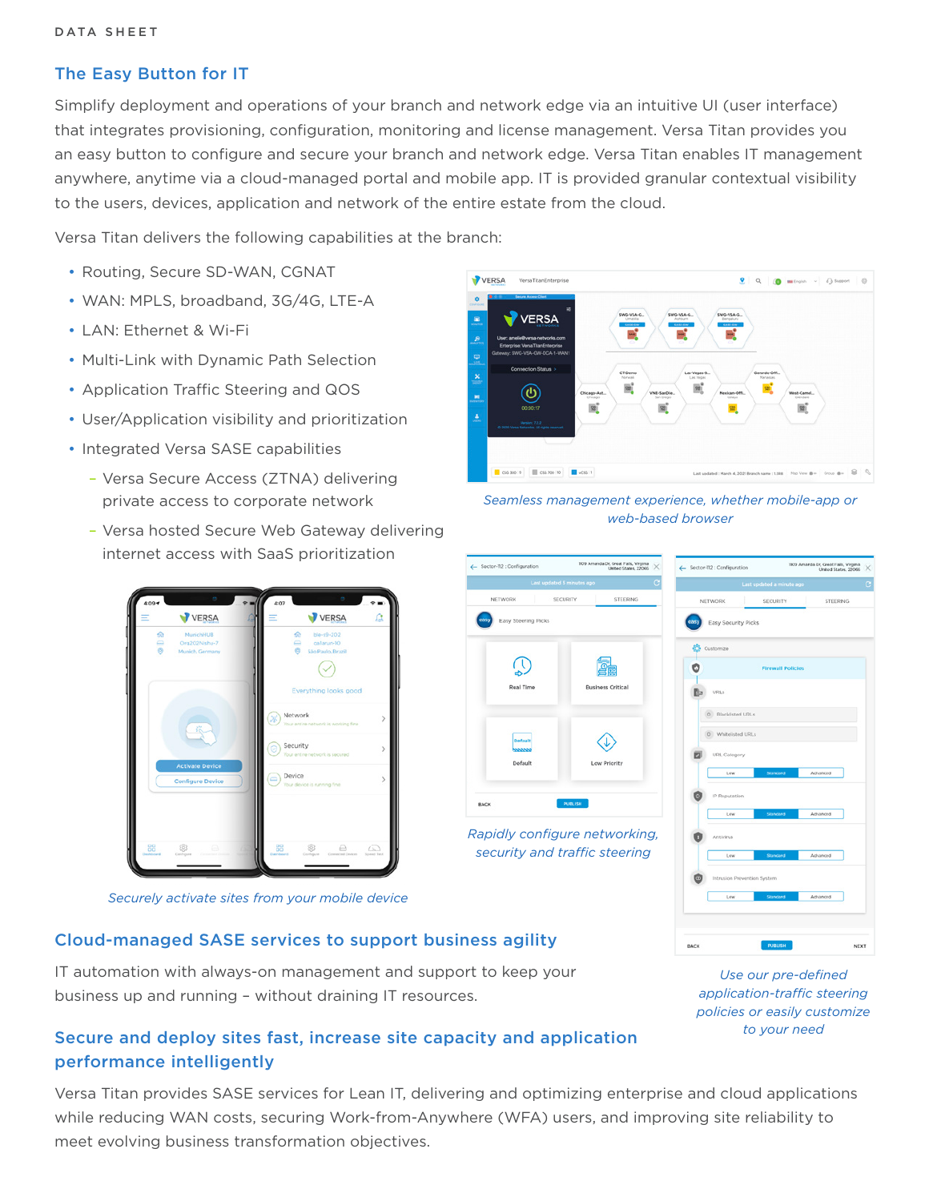## The Easy Button for IT

Simplify deployment and operations of your branch and network edge via an intuitive UI (user interface) that integrates provisioning, configuration, monitoring and license management. Versa Titan provides you an easy button to configure and secure your branch and network edge. Versa Titan enables IT management anywhere, anytime via a cloud-managed portal and mobile app. IT is provided granular contextual visibility to the users, devices, application and network of the entire estate from the cloud.

Versa Titan delivers the following capabilities at the branch:

- Routing, Secure SD-WAN, CGNAT
- WAN: MPLS, broadband, 3G/4G, LTE-A
- LAN: Ethernet & Wi-Fi
- Multi-Link with Dynamic Path Selection
- Application Traffic Steering and QOS
- User/Application visibility and prioritization
- Integrated Versa SASE capabilities
  - Versa Secure Access (ZTNA) delivering private access to corporate network
  - Versa hosted Secure Web Gateway delivering internet access with SaaS prioritization

*Seamless management experience, whether mobile-app or web-based browser*

*Securely activate sites from your mobile device*

*Rapidly configure networking, security and traffic steering*

*Use our pre-defined application-traffic steering policies or easily customize to your need*

## Cloud-managed SASE services to support business agility

IT automation with always-on management and support to keep your business up and running – without draining IT resources.

## Secure and deploy sites fast, increase site capacity and application performance intelligently

Versa Titan provides SASE services for Lean IT, delivering and optimizing enterprise and cloud applications while reducing WAN costs, securing Work-from-Anywhere (WFA) users, and improving site reliability to meet evolving business transformation objectives.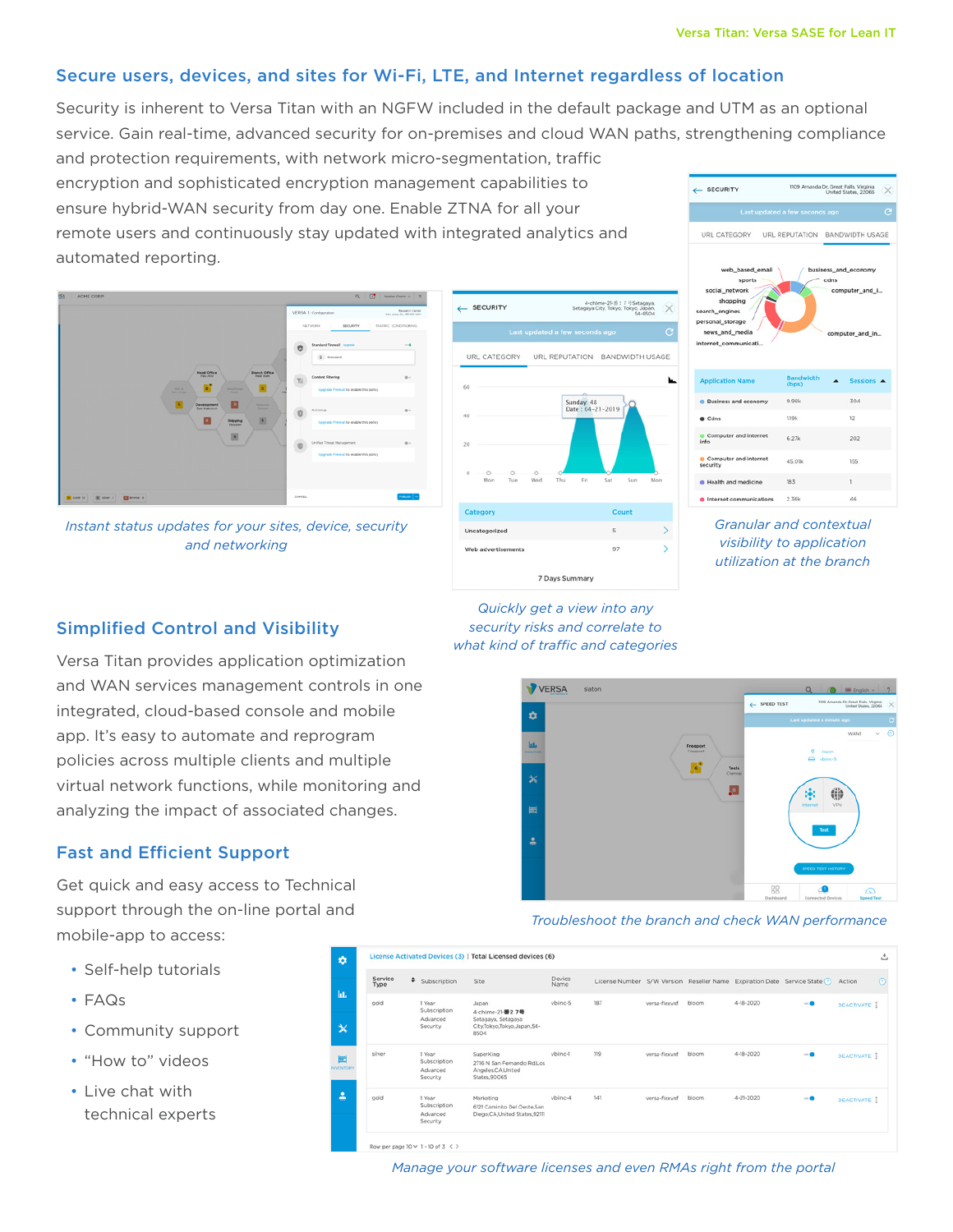## Secure users, devices, and sites for Wi-Fi, LTE, and Internet regardless of location

Security is inherent to Versa Titan with an NGFW included in the default package and UTM as an optional service. Gain real-time, advanced security for on-premises and cloud WAN paths, strengthening compliance and protection requirements, with network micro-segmentation, traffic encryption and sophisticated encryption management capabilities to ensure hybrid-WAN security from day one. Enable ZTNA for all your remote users and continuously stay updated with integrated analytics and automated reporting.

*Instant status updates for your sites, device, security and networking*

*Quickly get a view into any security risks and correlate to what kind of traffic and categories*

*Granular and contextual visibility to application utilization at the branch*

## Simplified Control and Visibility

Versa Titan provides application optimization and WAN services management controls in one integrated, cloud-based console and mobile app. It's easy to automate and reprogram policies across multiple clients and multiple virtual network functions, while monitoring and analyzing the impact of associated changes.

*Troubleshoot the branch and check WAN performance*

## Fast and Efficient Support

Get quick and easy access to Technical support through the on-line portal and mobile-app to access:

- Self-help tutorials
- FAQs
- Community support
- "How to" videos
- Live chat with technical experts

*Manage your software licenses and even RMAs right from the portal*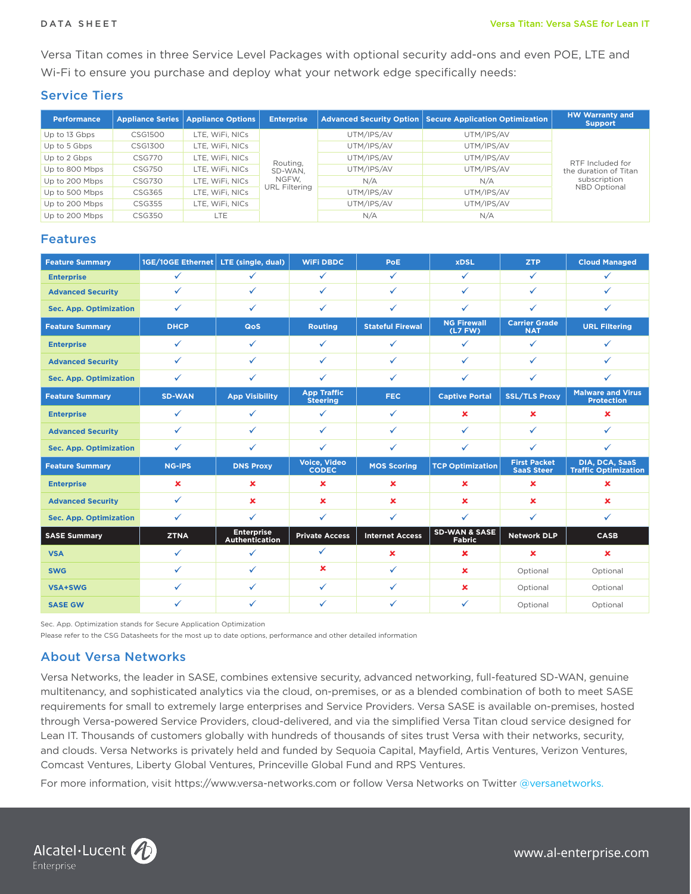Versa Titan comes in three Service Level Packages with optional security add-ons and even POE, LTE and Wi-Fi to ensure you purchase and deploy what your network edge specifically needs:

## Service Tiers

| Performance | Appliance Series | Appliance Options | Enterprise | Advanced Security Option | Secure Application Optimization | HW Warranty and Support |
|---|---|---|---|---|---|---|
| Up to 13 Gbps | CSG1500 | LTE, WiFi, NICs | Routing, SD-WAN, NGFW, URL Filtering | UTM/IPS/AV | UTM/IPS/AV | RTF Included for the duration of Titan subscription NBD Optional |
| Up to 5 Gbps | CSG1300 | LTE, WiFi, NICs | | UTM/IPS/AV | UTM/IPS/AV | |
| Up to 2 Gbps | CSG770 | LTE, WiFi, NICs | | UTM/IPS/AV | UTM/IPS/AV | |
| Up to 800 Mbps | CSG750 | LTE, WiFi, NICs | | UTM/IPS/AV | UTM/IPS/AV | |
| Up to 200 Mbps | CSG730 | LTE, WiFi, NICs | | N/A | N/A | |
| Up to 500 Mbps | CSG365 | LTE, WiFi, NICs | | UTM/IPS/AV | UTM/IPS/AV | |
| Up to 200 Mbps | CSG355 | LTE, WiFi, NICs | | UTM/IPS/AV | UTM/IPS/AV | |
| Up to 200 Mbps | CSG350 | LTE | | N/A | N/A | |

## Features

| Feature Summary | 1GE/10GE Ethernet | LTE (single, dual) | WiFi DBDC | PoE | xDSL | ZTP | Cloud Managed |
|---|---|---|---|---|---|---|---|
| Enterprise | ✓ | ✓ | ✓ | ✓ | ✓ | ✓ | ✓ |
| Advanced Security | ✓ | ✓ | ✓ | ✓ | ✓ | ✓ | ✓ |
| Sec. App. Optimization | ✓ | ✓ | ✓ | ✓ | ✓ | ✓ | ✓ |
| **Feature Summary** | **DHCP** | **QoS** | **Routing** | **Stateful Firewal** | **NG Firewall (L7 FW)** | **Carrier Grade NAT** | **URL Filtering** |
| Enterprise | ✓ | ✓ | ✓ | ✓ | ✓ | ✓ | ✓ |
| Advanced Security | ✓ | ✓ | ✓ | ✓ | ✓ | ✓ | ✓ |
| Sec. App. Optimization | ✓ | ✓ | ✓ | ✓ | ✓ | ✓ | ✓ |
| **Feature Summary** | **SD-WAN** | **App Visibility** | **App Traffic Steering** | **FEC** | **Captive Portal** | **SSL/TLS Proxy** | **Malware and Virus Protection** |
| Enterprise | ✓ | ✓ | ✓ | ✓ | ✗ | ✗ | ✗ |
| Advanced Security | ✓ | ✓ | ✓ | ✓ | ✓ | ✓ | ✓ |
| Sec. App. Optimization | ✓ | ✓ | ✓ | ✓ | ✓ | ✓ | ✓ |
| **Feature Summary** | **NG-IPS** | **DNS Proxy** | **Voice, Video CODEC** | **MOS Scoring** | **TCP Optimization** | **First Packet SaaS Steer** | **DIA, DCA, SaaS Traffic Optimization** |
| Enterprise | ✗ | ✗ | ✗ | ✗ | ✗ | ✗ | ✗ |
| Advanced Security | ✓ | ✗ | ✗ | ✗ | ✗ | ✗ | ✗ |
| Sec. App. Optimization | ✓ | ✓ | ✓ | ✓ | ✓ | ✓ | ✓ |
| **SASE Summary** | **ZTNA** | **Enterprise Authentication** | **Private Access** | **Internet Access** | **SD-WAN & SASE Fabric** | **Network DLP** | **CASB** |
| VSA | ✓ | ✓ | ✓ | ✗ | ✗ | ✗ | ✗ |
| SWG | ✓ | ✓ | ✗ | ✓ | ✗ | Optional | Optional |
| VSA+SWG | ✓ | ✓ | ✓ | ✓ | ✗ | Optional | Optional |
| SASE GW | ✓ | ✓ | ✓ | ✓ | ✓ | Optional | Optional |

Sec. App. Optimization stands for Secure Application Optimization

Please refer to the CSG Datasheets for the most up to date options, performance and other detailed information

## About Versa Networks

Versa Networks, the leader in SASE, combines extensive security, advanced networking, full-featured SD-WAN, genuine multitenancy, and sophisticated analytics via the cloud, on-premises, or as a blended combination of both to meet SASE requirements for small to extremely large enterprises and Service Providers. Versa SASE is available on-premises, hosted through Versa-powered Service Providers, cloud-delivered, and via the simplified Versa Titan cloud service designed for Lean IT. Thousands of customers globally with hundreds of thousands of sites trust Versa with their networks, security, and clouds. Versa Networks is privately held and funded by Sequoia Capital, Mayfield, Artis Ventures, Verizon Ventures, Comcast Ventures, Liberty Global Ventures, Princeville Global Fund and RPS Ventures.

For more information, visit https://www.versa-networks.com or follow Versa Networks on Twitter @versanetworks.

Alcatel·Lucent Enterprise

www.al-enterprise.com